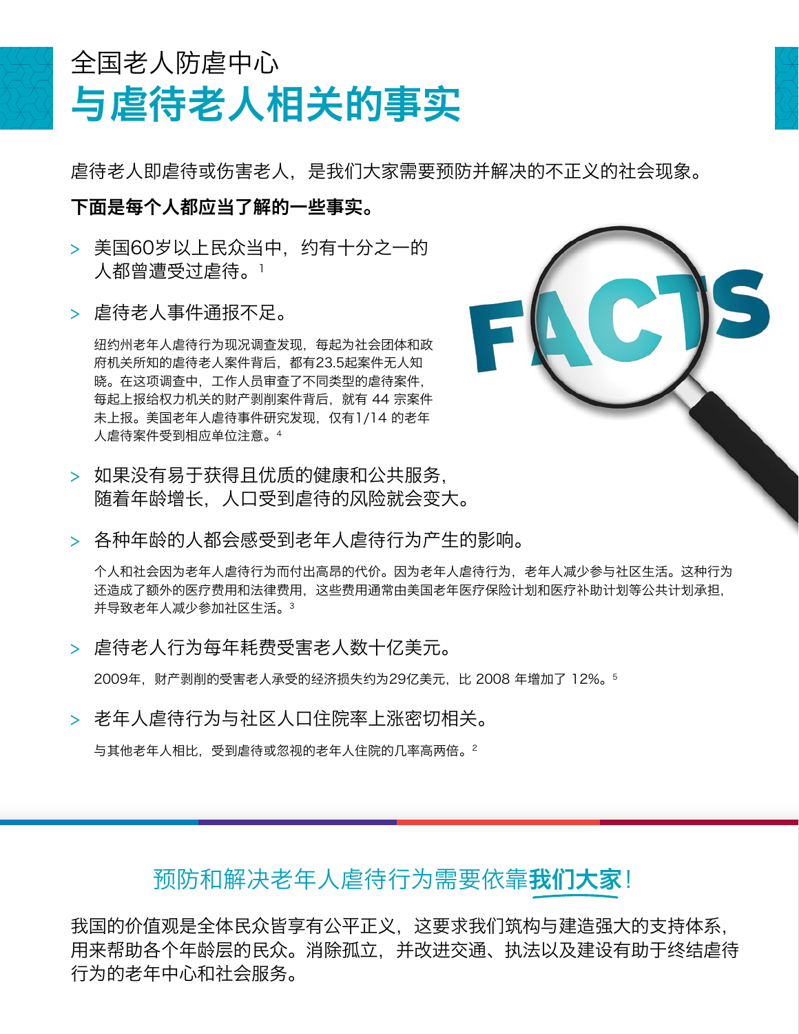全国老人防虐中心

# 与虐待老人相关的事实

虐待老人即虐待或伤害老人，是我们大家需要预防并解决的不正义的社会现象。

**下面是每个人都应当了解的一些事实。**

> 美国60岁以上民众当中，约有十分之一的人都曾遭受过虐待。[1]

> 虐待老人事件通报不足。

纽约州老年人虐待行为现况调查发现，每起为社会团体和政府机关所知的虐待老人案件背后，都有23.5起案件无人知晓。在这项调查中，工作人员审查了不同类型的虐待案件，每起上报给权力机关的财产剥削案件背后，就有 44 宗案件未上报。美国老年人虐待事件研究发现，仅有1/14 的老年人虐待案件受到相应单位注意。[4]

> 如果没有易于获得且优质的健康和公共服务，随着年龄增长，人口受到虐待的风险就会变大。

> 各种年龄的人都会感受到老年人虐待行为产生的影响。

个人和社会因为老年人虐待行为而付出高昂的代价。因为老年人虐待行为，老年人减少参与社区生活。这种行为还造成了额外的医疗费用和法律费用，这些费用通常由美国老年医疗保险计划和医疗补助计划等公共计划承担，并导致老年人减少参加社区生活。[3]

> 虐待老人行为每年耗费受害老人数十亿美元。

2009年，财产剥削的受害老人承受的经济损失约为29亿美元，比 2008 年增加了 12%。[5]

> 老年人虐待行为与社区人口住院率上涨密切相关。

与其他老年人相比，受到虐待或忽视的老年人住院的几率高两倍。[2]

## 预防和解决老年人虐待行为需要依靠**我们大家**！

我国的价值观是全体民众皆享有公平正义，这要求我们筑构与建造强大的支持体系，用来帮助各个年龄层的民众。消除孤立，并改进交通、执法以及建设有助于终结虐待行为的老年中心和社会服务。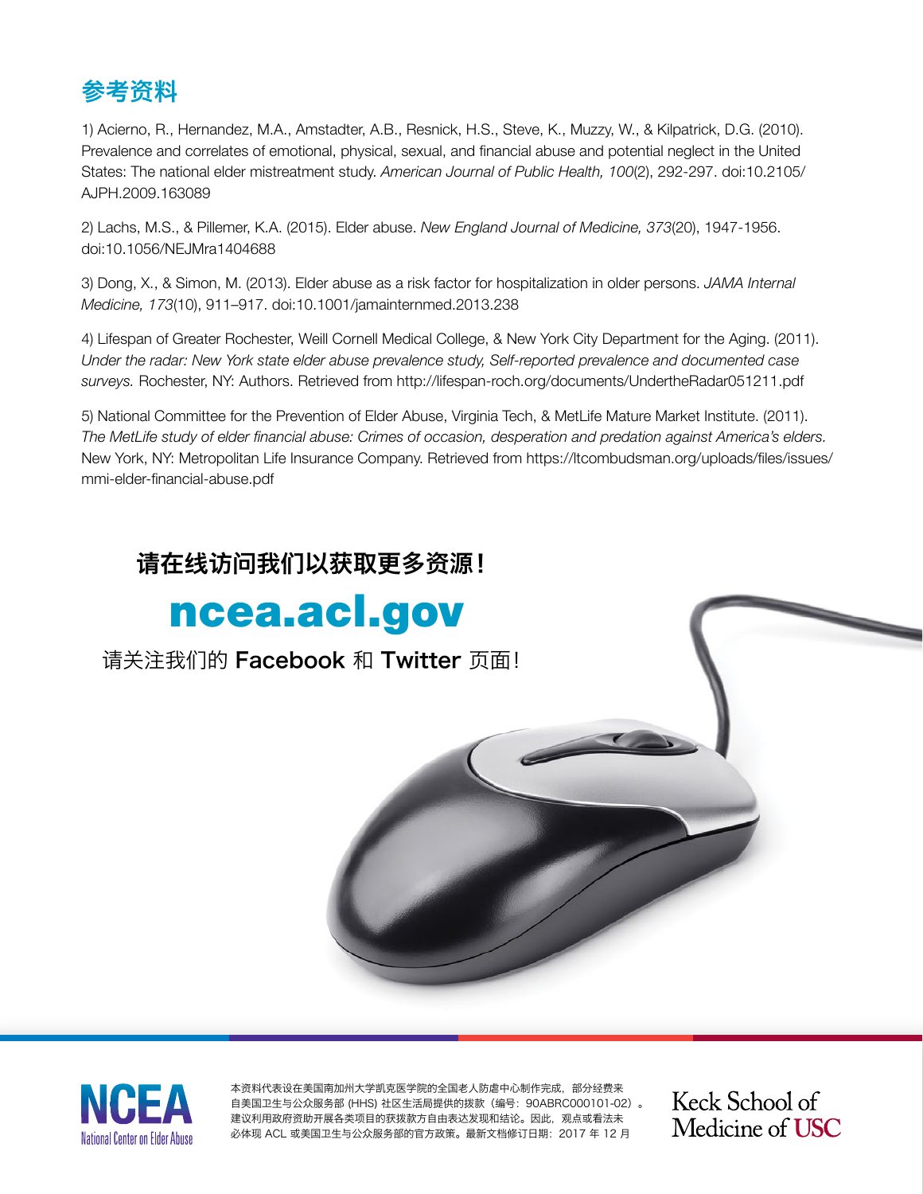## 参考资料

1) Acierno, R., Hernandez, M.A., Amstadter, A.B., Resnick, H.S., Steve, K., Muzzy, W., & Kilpatrick, D.G. (2010). Prevalence and correlates of emotional, physical, sexual, and financial abuse and potential neglect in the United States: The national elder mistreatment study. *American Journal of Public Health, 100*(2), 292-297. doi:10.2105/AJPH.2009.163089

2) Lachs, M.S., & Pillemer, K.A. (2015). Elder abuse. *New England Journal of Medicine, 373*(20), 1947-1956. doi:10.1056/NEJMra1404688

3) Dong, X., & Simon, M. (2013). Elder abuse as a risk factor for hospitalization in older persons. *JAMA Internal Medicine, 173*(10), 911–917. doi:10.1001/jamainternmed.2013.238

4) Lifespan of Greater Rochester, Weill Cornell Medical College, & New York City Department for the Aging. (2011). *Under the radar: New York state elder abuse prevalence study, Self-reported prevalence and documented case surveys.* Rochester, NY: Authors. Retrieved from http://lifespan-roch.org/documents/UndertheRadar051211.pdf

5) National Committee for the Prevention of Elder Abuse, Virginia Tech, & MetLife Mature Market Institute. (2011). *The MetLife study of elder financial abuse: Crimes of occasion, desperation and predation against America's elders.* New York, NY: Metropolitan Life Insurance Company. Retrieved from https://ltcombudsman.org/uploads/files/issues/mmi-elder-financial-abuse.pdf

**请在线访问我们以获取更多资源!**

**ncea.acl.gov**

请关注我们的 **Facebook** 和 **Twitter** 页面!

NCEA
National Center on Elder Abuse

本资料代表设在美国南加州大学凯克医学院的全国老人防虐中心制作完成，部分经费来自美国卫生与公众服务部 (HHS) 社区生活局提供的拨款（编号：90ABRC000101-02）。建议利用政府资助开展各类项目的获拨款方自由表达发现和结论。因此，观点或看法未必体现 ACL 或美国卫生与公众服务部的官方政策。最新文档修订日期：2017 年 12 月

Keck School of Medicine of USC